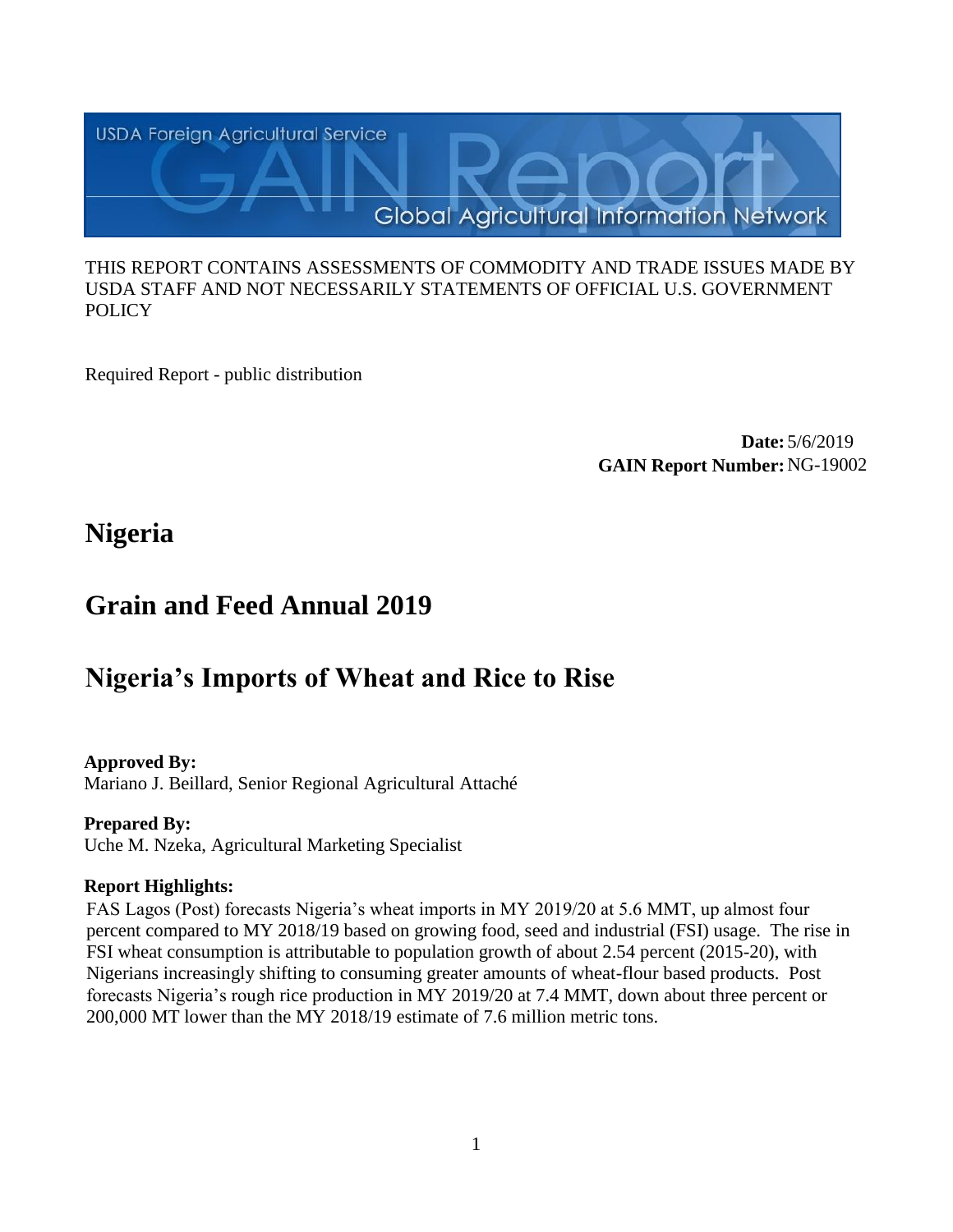USDA Foreign Agricultural Service

GAIN Report

Global Agricultural Information Network

THIS REPORT CONTAINS ASSESSMENTS OF COMMODITY AND TRADE ISSUES MADE BY USDA STAFF AND NOT NECESSARILY STATEMENTS OF OFFICIAL U.S. GOVERNMENT POLICY

Required Report - public distribution

**Date:** 5/6/2019
**GAIN Report Number:** NG-19002

# Nigeria

# Grain and Feed Annual 2019

# Nigeria's Imports of Wheat and Rice to Rise

**Approved By:**
Mariano J. Beillard, Senior Regional Agricultural Attaché

**Prepared By:**
Uche M. Nzeka, Agricultural Marketing Specialist

**Report Highlights:**

FAS Lagos (Post) forecasts Nigeria's wheat imports in MY 2019/20 at 5.6 MMT, up almost four percent compared to MY 2018/19 based on growing food, seed and industrial (FSI) usage. The rise in FSI wheat consumption is attributable to population growth of about 2.54 percent (2015-20), with Nigerians increasingly shifting to consuming greater amounts of wheat-flour based products. Post forecasts Nigeria's rough rice production in MY 2019/20 at 7.4 MMT, down about three percent or 200,000 MT lower than the MY 2018/19 estimate of 7.6 million metric tons.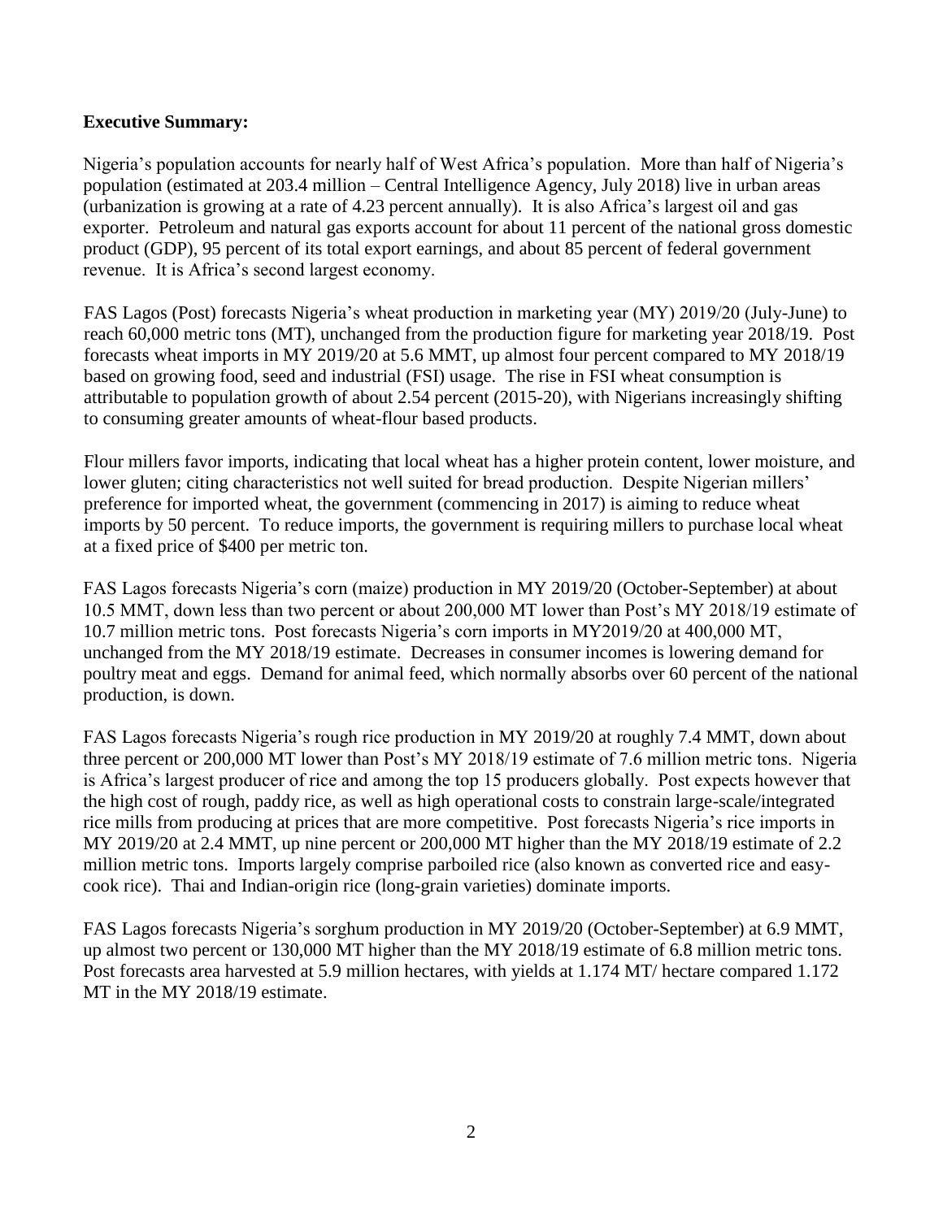**Executive Summary:**

Nigeria's population accounts for nearly half of West Africa's population. More than half of Nigeria's population (estimated at 203.4 million – Central Intelligence Agency, July 2018) live in urban areas (urbanization is growing at a rate of 4.23 percent annually). It is also Africa's largest oil and gas exporter. Petroleum and natural gas exports account for about 11 percent of the national gross domestic product (GDP), 95 percent of its total export earnings, and about 85 percent of federal government revenue. It is Africa's second largest economy.

FAS Lagos (Post) forecasts Nigeria's wheat production in marketing year (MY) 2019/20 (July-June) to reach 60,000 metric tons (MT), unchanged from the production figure for marketing year 2018/19. Post forecasts wheat imports in MY 2019/20 at 5.6 MMT, up almost four percent compared to MY 2018/19 based on growing food, seed and industrial (FSI) usage. The rise in FSI wheat consumption is attributable to population growth of about 2.54 percent (2015-20), with Nigerians increasingly shifting to consuming greater amounts of wheat-flour based products.

Flour millers favor imports, indicating that local wheat has a higher protein content, lower moisture, and lower gluten; citing characteristics not well suited for bread production. Despite Nigerian millers' preference for imported wheat, the government (commencing in 2017) is aiming to reduce wheat imports by 50 percent. To reduce imports, the government is requiring millers to purchase local wheat at a fixed price of $400 per metric ton.

FAS Lagos forecasts Nigeria's corn (maize) production in MY 2019/20 (October-September) at about 10.5 MMT, down less than two percent or about 200,000 MT lower than Post's MY 2018/19 estimate of 10.7 million metric tons. Post forecasts Nigeria's corn imports in MY2019/20 at 400,000 MT, unchanged from the MY 2018/19 estimate. Decreases in consumer incomes is lowering demand for poultry meat and eggs. Demand for animal feed, which normally absorbs over 60 percent of the national production, is down.

FAS Lagos forecasts Nigeria's rough rice production in MY 2019/20 at roughly 7.4 MMT, down about three percent or 200,000 MT lower than Post's MY 2018/19 estimate of 7.6 million metric tons. Nigeria is Africa's largest producer of rice and among the top 15 producers globally. Post expects however that the high cost of rough, paddy rice, as well as high operational costs to constrain large-scale/integrated rice mills from producing at prices that are more competitive. Post forecasts Nigeria's rice imports in MY 2019/20 at 2.4 MMT, up nine percent or 200,000 MT higher than the MY 2018/19 estimate of 2.2 million metric tons. Imports largely comprise parboiled rice (also known as converted rice and easy-cook rice). Thai and Indian-origin rice (long-grain varieties) dominate imports.

FAS Lagos forecasts Nigeria's sorghum production in MY 2019/20 (October-September) at 6.9 MMT, up almost two percent or 130,000 MT higher than the MY 2018/19 estimate of 6.8 million metric tons. Post forecasts area harvested at 5.9 million hectares, with yields at 1.174 MT/ hectare compared 1.172 MT in the MY 2018/19 estimate.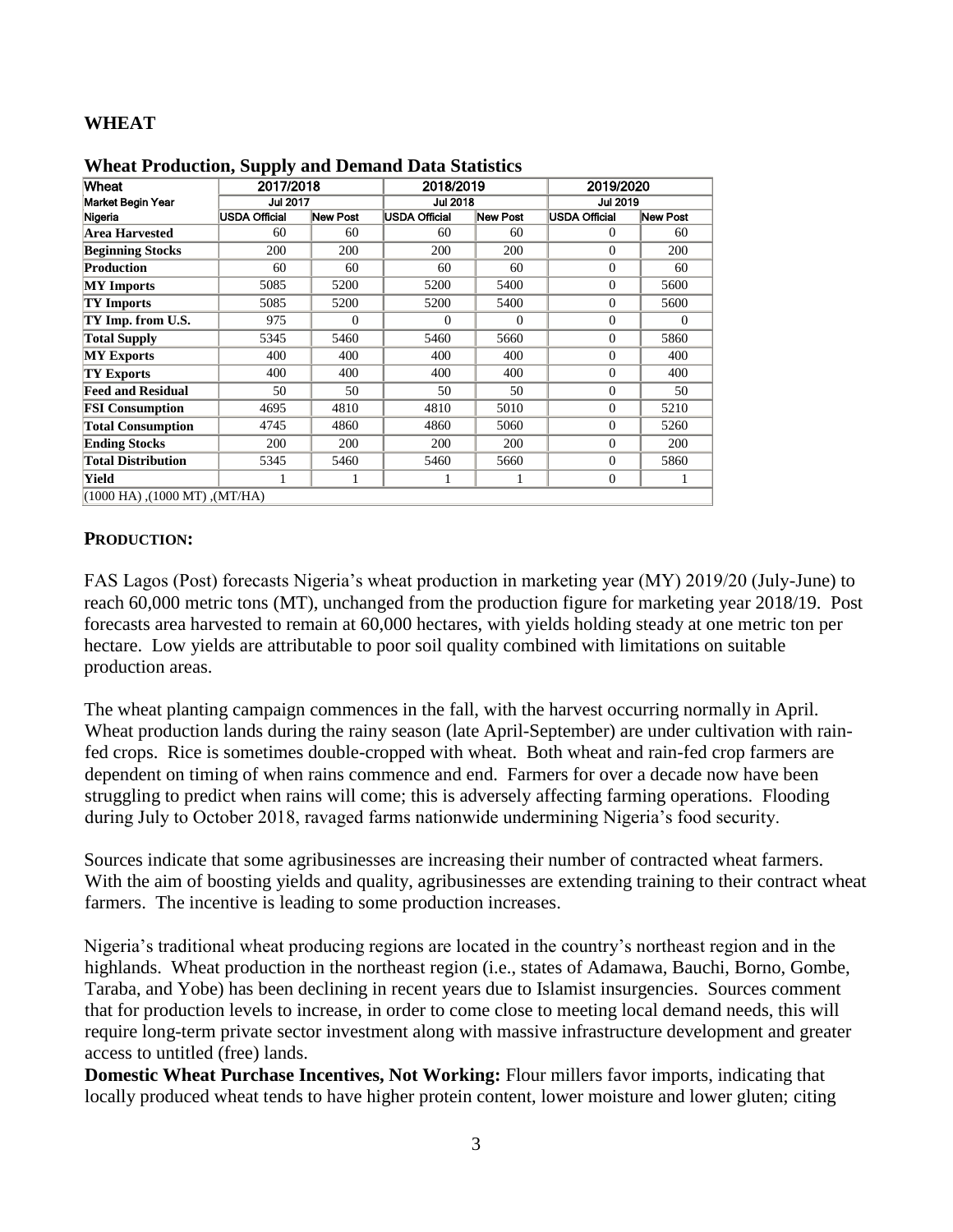## WHEAT

### Wheat Production, Supply and Demand Data Statistics

| Wheat | 2017/2018 | | 2018/2019 | | 2019/2020 | |
|---|---|---|---|---|---|---|
| Market Begin Year | Jul 2017 | | Jul 2018 | | Jul 2019 | |
| Nigeria | USDA Official | New Post | USDA Official | New Post | USDA Official | New Post |
| **Area Harvested** | 60 | 60 | 60 | 60 | 0 | 60 |
| **Beginning Stocks** | 200 | 200 | 200 | 200 | 0 | 200 |
| **Production** | 60 | 60 | 60 | 60 | 0 | 60 |
| **MY Imports** | 5085 | 5200 | 5200 | 5400 | 0 | 5600 |
| **TY Imports** | 5085 | 5200 | 5200 | 5400 | 0 | 5600 |
| **TY Imp. from U.S.** | 975 | 0 | 0 | 0 | 0 | 0 |
| **Total Supply** | 5345 | 5460 | 5460 | 5660 | 0 | 5860 |
| **MY Exports** | 400 | 400 | 400 | 400 | 0 | 400 |
| **TY Exports** | 400 | 400 | 400 | 400 | 0 | 400 |
| **Feed and Residual** | 50 | 50 | 50 | 50 | 0 | 50 |
| **FSI Consumption** | 4695 | 4810 | 4810 | 5010 | 0 | 5210 |
| **Total Consumption** | 4745 | 4860 | 4860 | 5060 | 0 | 5260 |
| **Ending Stocks** | 200 | 200 | 200 | 200 | 0 | 200 |
| **Total Distribution** | 5345 | 5460 | 5460 | 5660 | 0 | 5860 |
| **Yield** | 1 | 1 | 1 | 1 | 0 | 1 |
| (1000 HA) ,(1000 MT) ,(MT/HA) | | | | | | |

### PRODUCTION:

FAS Lagos (Post) forecasts Nigeria's wheat production in marketing year (MY) 2019/20 (July-June) to reach 60,000 metric tons (MT), unchanged from the production figure for marketing year 2018/19. Post forecasts area harvested to remain at 60,000 hectares, with yields holding steady at one metric ton per hectare. Low yields are attributable to poor soil quality combined with limitations on suitable production areas.

The wheat planting campaign commences in the fall, with the harvest occurring normally in April. Wheat production lands during the rainy season (late April-September) are under cultivation with rain-fed crops. Rice is sometimes double-cropped with wheat. Both wheat and rain-fed crop farmers are dependent on timing of when rains commence and end. Farmers for over a decade now have been struggling to predict when rains will come; this is adversely affecting farming operations. Flooding during July to October 2018, ravaged farms nationwide undermining Nigeria's food security.

Sources indicate that some agribusinesses are increasing their number of contracted wheat farmers. With the aim of boosting yields and quality, agribusinesses are extending training to their contract wheat farmers. The incentive is leading to some production increases.

Nigeria's traditional wheat producing regions are located in the country's northeast region and in the highlands. Wheat production in the northeast region (i.e., states of Adamawa, Bauchi, Borno, Gombe, Taraba, and Yobe) has been declining in recent years due to Islamist insurgencies. Sources comment that for production levels to increase, in order to come close to meeting local demand needs, this will require long-term private sector investment along with massive infrastructure development and greater access to untitled (free) lands.

**Domestic Wheat Purchase Incentives, Not Working:** Flour millers favor imports, indicating that locally produced wheat tends to have higher protein content, lower moisture and lower gluten; citing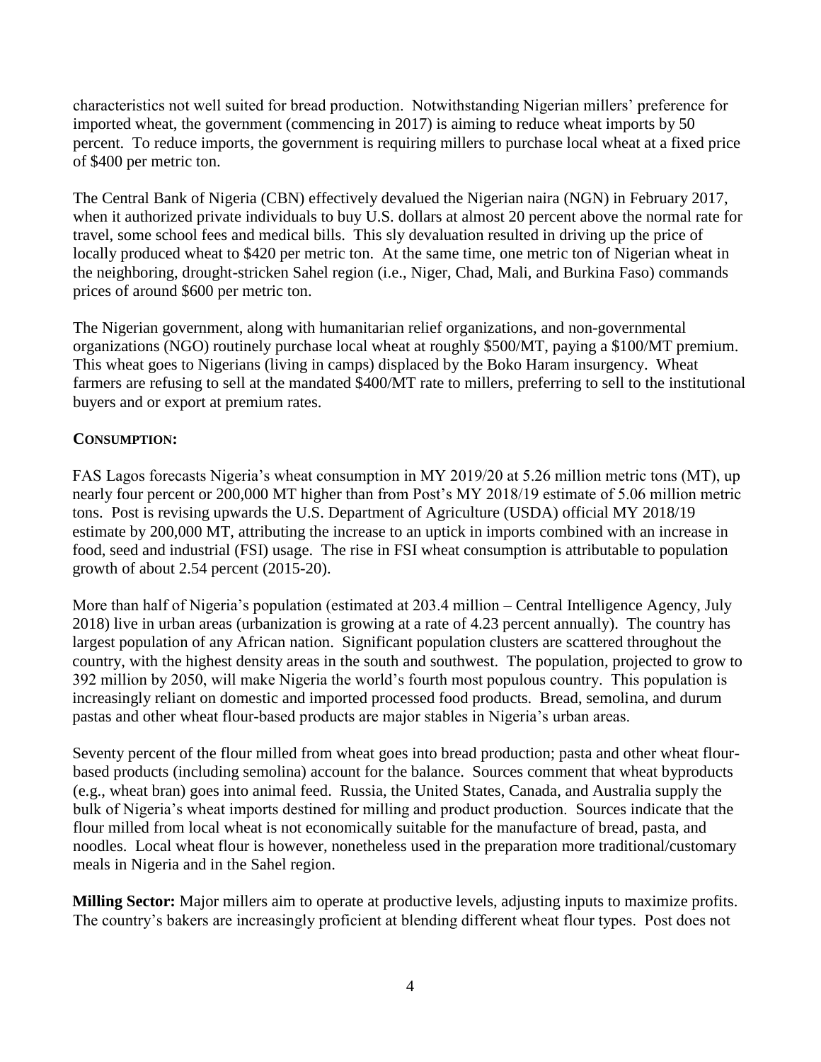characteristics not well suited for bread production. Notwithstanding Nigerian millers' preference for imported wheat, the government (commencing in 2017) is aiming to reduce wheat imports by 50 percent. To reduce imports, the government is requiring millers to purchase local wheat at a fixed price of $400 per metric ton.

The Central Bank of Nigeria (CBN) effectively devalued the Nigerian naira (NGN) in February 2017, when it authorized private individuals to buy U.S. dollars at almost 20 percent above the normal rate for travel, some school fees and medical bills. This sly devaluation resulted in driving up the price of locally produced wheat to $420 per metric ton. At the same time, one metric ton of Nigerian wheat in the neighboring, drought-stricken Sahel region (i.e., Niger, Chad, Mali, and Burkina Faso) commands prices of around $600 per metric ton.

The Nigerian government, along with humanitarian relief organizations, and non-governmental organizations (NGO) routinely purchase local wheat at roughly $500/MT, paying a $100/MT premium. This wheat goes to Nigerians (living in camps) displaced by the Boko Haram insurgency. Wheat farmers are refusing to sell at the mandated $400/MT rate to millers, preferring to sell to the institutional buyers and or export at premium rates.

**CONSUMPTION:**

FAS Lagos forecasts Nigeria's wheat consumption in MY 2019/20 at 5.26 million metric tons (MT), up nearly four percent or 200,000 MT higher than from Post's MY 2018/19 estimate of 5.06 million metric tons. Post is revising upwards the U.S. Department of Agriculture (USDA) official MY 2018/19 estimate by 200,000 MT, attributing the increase to an uptick in imports combined with an increase in food, seed and industrial (FSI) usage. The rise in FSI wheat consumption is attributable to population growth of about 2.54 percent (2015-20).

More than half of Nigeria's population (estimated at 203.4 million – Central Intelligence Agency, July 2018) live in urban areas (urbanization is growing at a rate of 4.23 percent annually). The country has largest population of any African nation. Significant population clusters are scattered throughout the country, with the highest density areas in the south and southwest. The population, projected to grow to 392 million by 2050, will make Nigeria the world's fourth most populous country. This population is increasingly reliant on domestic and imported processed food products. Bread, semolina, and durum pastas and other wheat flour-based products are major stables in Nigeria's urban areas.

Seventy percent of the flour milled from wheat goes into bread production; pasta and other wheat flour-based products (including semolina) account for the balance. Sources comment that wheat byproducts (e.g., wheat bran) goes into animal feed. Russia, the United States, Canada, and Australia supply the bulk of Nigeria's wheat imports destined for milling and product production. Sources indicate that the flour milled from local wheat is not economically suitable for the manufacture of bread, pasta, and noodles. Local wheat flour is however, nonetheless used in the preparation more traditional/customary meals in Nigeria and in the Sahel region.

**Milling Sector:** Major millers aim to operate at productive levels, adjusting inputs to maximize profits. The country's bakers are increasingly proficient at blending different wheat flour types. Post does not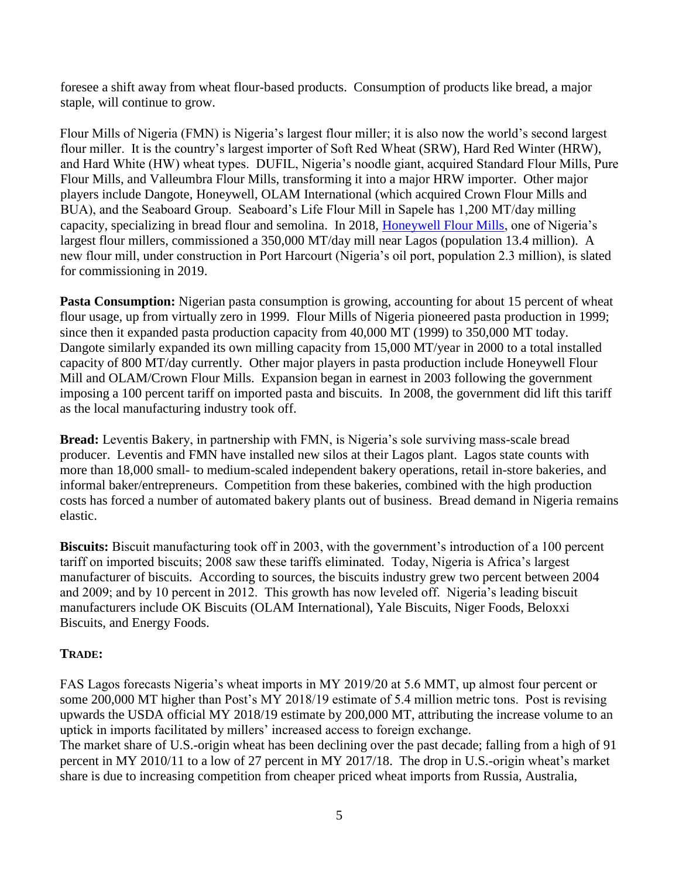foresee a shift away from wheat flour-based products. Consumption of products like bread, a major staple, will continue to grow.

Flour Mills of Nigeria (FMN) is Nigeria's largest flour miller; it is also now the world's second largest flour miller. It is the country's largest importer of Soft Red Wheat (SRW), Hard Red Winter (HRW), and Hard White (HW) wheat types. DUFIL, Nigeria's noodle giant, acquired Standard Flour Mills, Pure Flour Mills, and Valleumbra Flour Mills, transforming it into a major HRW importer. Other major players include Dangote, Honeywell, OLAM International (which acquired Crown Flour Mills and BUA), and the Seaboard Group. Seaboard's Life Flour Mill in Sapele has 1,200 MT/day milling capacity, specializing in bread flour and semolina. In 2018, Honeywell Flour Mills, one of Nigeria's largest flour millers, commissioned a 350,000 MT/day mill near Lagos (population 13.4 million). A new flour mill, under construction in Port Harcourt (Nigeria's oil port, population 2.3 million), is slated for commissioning in 2019.

**Pasta Consumption:** Nigerian pasta consumption is growing, accounting for about 15 percent of wheat flour usage, up from virtually zero in 1999. Flour Mills of Nigeria pioneered pasta production in 1999; since then it expanded pasta production capacity from 40,000 MT (1999) to 350,000 MT today. Dangote similarly expanded its own milling capacity from 15,000 MT/year in 2000 to a total installed capacity of 800 MT/day currently. Other major players in pasta production include Honeywell Flour Mill and OLAM/Crown Flour Mills. Expansion began in earnest in 2003 following the government imposing a 100 percent tariff on imported pasta and biscuits. In 2008, the government did lift this tariff as the local manufacturing industry took off.

**Bread:** Leventis Bakery, in partnership with FMN, is Nigeria's sole surviving mass-scale bread producer. Leventis and FMN have installed new silos at their Lagos plant. Lagos state counts with more than 18,000 small- to medium-scaled independent bakery operations, retail in-store bakeries, and informal baker/entrepreneurs. Competition from these bakeries, combined with the high production costs has forced a number of automated bakery plants out of business. Bread demand in Nigeria remains elastic.

**Biscuits:** Biscuit manufacturing took off in 2003, with the government's introduction of a 100 percent tariff on imported biscuits; 2008 saw these tariffs eliminated. Today, Nigeria is Africa's largest manufacturer of biscuits. According to sources, the biscuits industry grew two percent between 2004 and 2009; and by 10 percent in 2012. This growth has now leveled off. Nigeria's leading biscuit manufacturers include OK Biscuits (OLAM International), Yale Biscuits, Niger Foods, Beloxxi Biscuits, and Energy Foods.

## TRADE:

FAS Lagos forecasts Nigeria's wheat imports in MY 2019/20 at 5.6 MMT, up almost four percent or some 200,000 MT higher than Post's MY 2018/19 estimate of 5.4 million metric tons. Post is revising upwards the USDA official MY 2018/19 estimate by 200,000 MT, attributing the increase volume to an uptick in imports facilitated by millers' increased access to foreign exchange.

The market share of U.S.-origin wheat has been declining over the past decade; falling from a high of 91 percent in MY 2010/11 to a low of 27 percent in MY 2017/18. The drop in U.S.-origin wheat's market share is due to increasing competition from cheaper priced wheat imports from Russia, Australia,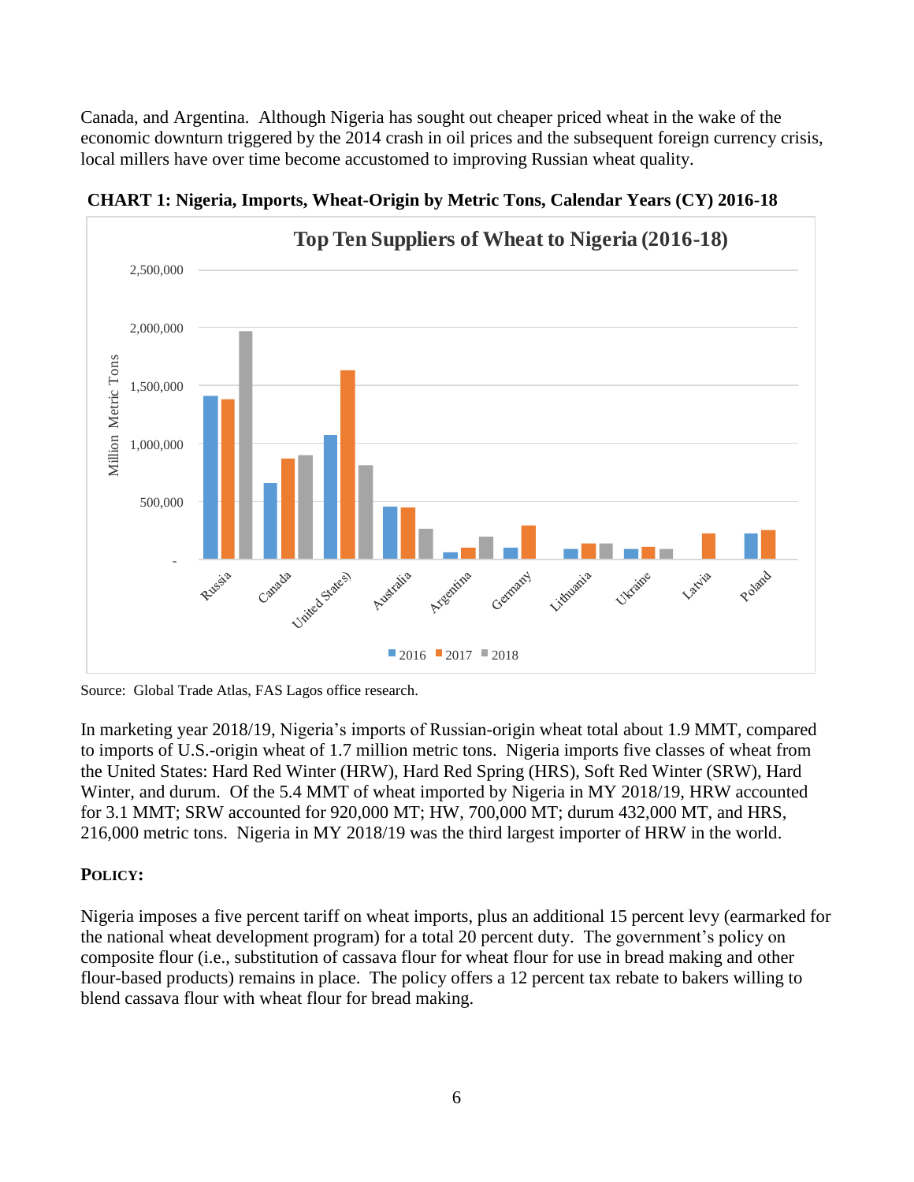Canada, and Argentina. Although Nigeria has sought out cheaper priced wheat in the wake of the economic downturn triggered by the 2014 crash in oil prices and the subsequent foreign currency crisis, local millers have over time become accustomed to improving Russian wheat quality.

**CHART 1: Nigeria, Imports, Wheat-Origin by Metric Tons, Calendar Years (CY) 2016-18**

Source: Global Trade Atlas, FAS Lagos office research.

In marketing year 2018/19, Nigeria's imports of Russian-origin wheat total about 1.9 MMT, compared to imports of U.S.-origin wheat of 1.7 million metric tons. Nigeria imports five classes of wheat from the United States: Hard Red Winter (HRW), Hard Red Spring (HRS), Soft Red Winter (SRW), Hard Winter, and durum. Of the 5.4 MMT of wheat imported by Nigeria in MY 2018/19, HRW accounted for 3.1 MMT; SRW accounted for 920,000 MT; HW, 700,000 MT; durum 432,000 MT, and HRS, 216,000 metric tons. Nigeria in MY 2018/19 was the third largest importer of HRW in the world.

## POLICY:

Nigeria imposes a five percent tariff on wheat imports, plus an additional 15 percent levy (earmarked for the national wheat development program) for a total 20 percent duty. The government's policy on composite flour (i.e., substitution of cassava flour for wheat flour for use in bread making and other flour-based products) remains in place. The policy offers a 12 percent tax rebate to bakers willing to blend cassava flour with wheat flour for bread making.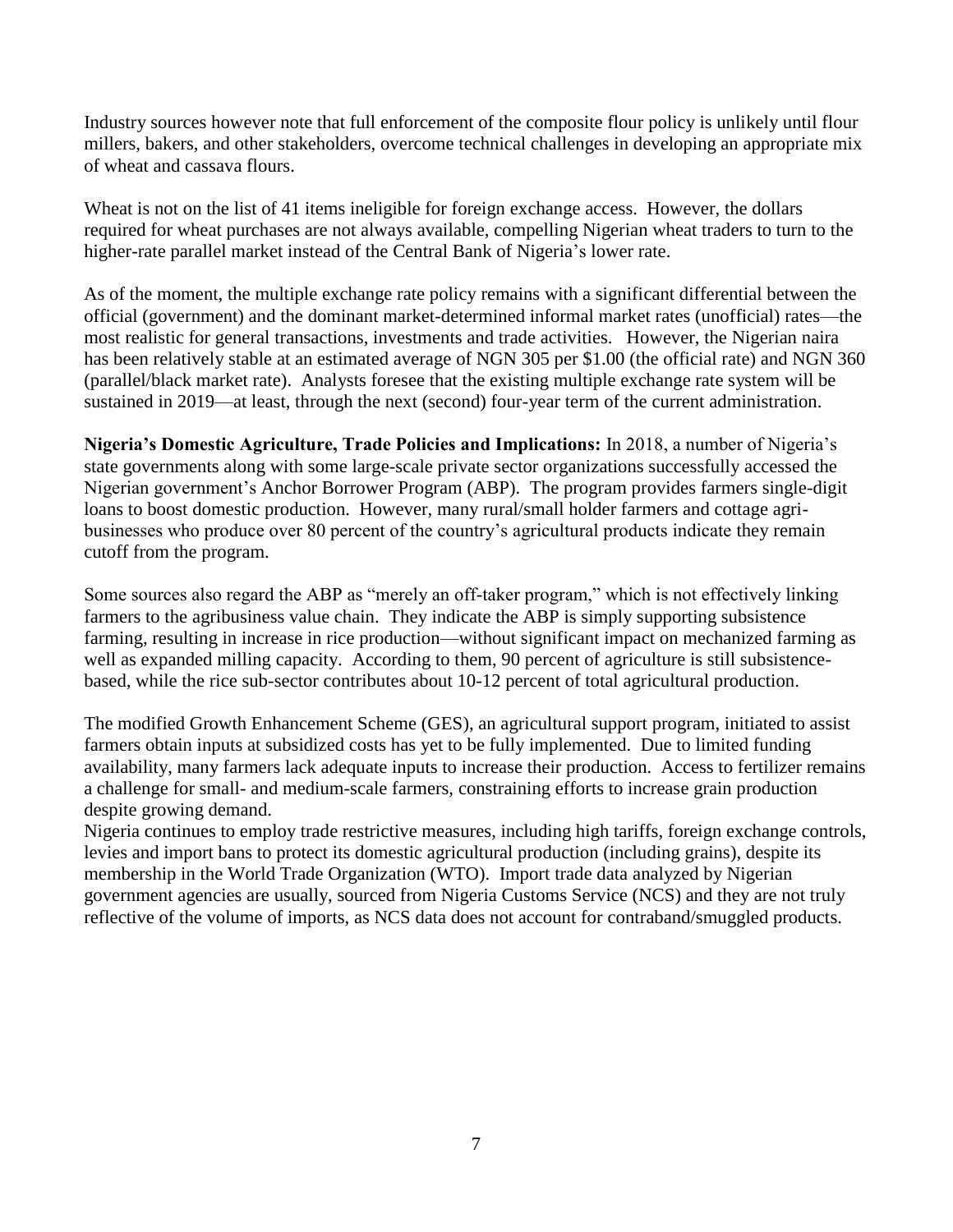Industry sources however note that full enforcement of the composite flour policy is unlikely until flour millers, bakers, and other stakeholders, overcome technical challenges in developing an appropriate mix of wheat and cassava flours.

Wheat is not on the list of 41 items ineligible for foreign exchange access. However, the dollars required for wheat purchases are not always available, compelling Nigerian wheat traders to turn to the higher-rate parallel market instead of the Central Bank of Nigeria's lower rate.

As of the moment, the multiple exchange rate policy remains with a significant differential between the official (government) and the dominant market-determined informal market rates (unofficial) rates—the most realistic for general transactions, investments and trade activities. However, the Nigerian naira has been relatively stable at an estimated average of NGN 305 per $1.00 (the official rate) and NGN 360 (parallel/black market rate). Analysts foresee that the existing multiple exchange rate system will be sustained in 2019—at least, through the next (second) four-year term of the current administration.

**Nigeria's Domestic Agriculture, Trade Policies and Implications:** In 2018, a number of Nigeria's state governments along with some large-scale private sector organizations successfully accessed the Nigerian government's Anchor Borrower Program (ABP). The program provides farmers single-digit loans to boost domestic production. However, many rural/small holder farmers and cottage agri-businesses who produce over 80 percent of the country's agricultural products indicate they remain cutoff from the program.

Some sources also regard the ABP as "merely an off-taker program," which is not effectively linking farmers to the agribusiness value chain. They indicate the ABP is simply supporting subsistence farming, resulting in increase in rice production—without significant impact on mechanized farming as well as expanded milling capacity. According to them, 90 percent of agriculture is still subsistence-based, while the rice sub-sector contributes about 10-12 percent of total agricultural production.

The modified Growth Enhancement Scheme (GES), an agricultural support program, initiated to assist farmers obtain inputs at subsidized costs has yet to be fully implemented. Due to limited funding availability, many farmers lack adequate inputs to increase their production. Access to fertilizer remains a challenge for small- and medium-scale farmers, constraining efforts to increase grain production despite growing demand.

Nigeria continues to employ trade restrictive measures, including high tariffs, foreign exchange controls, levies and import bans to protect its domestic agricultural production (including grains), despite its membership in the World Trade Organization (WTO). Import trade data analyzed by Nigerian government agencies are usually, sourced from Nigeria Customs Service (NCS) and they are not truly reflective of the volume of imports, as NCS data does not account for contraband/smuggled products.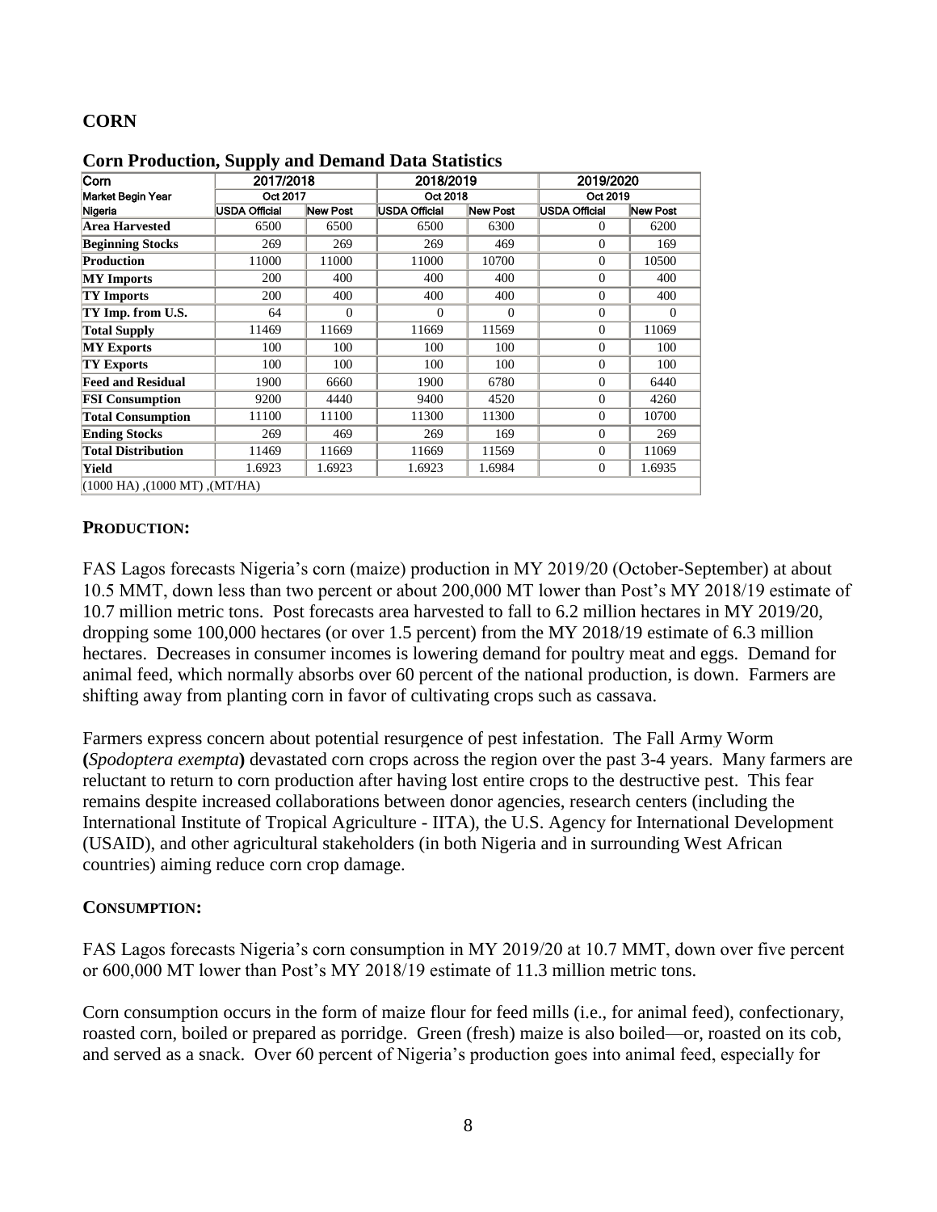## CORN

### Corn Production, Supply and Demand Data Statistics

| Corn | 2017/2018 | | 2018/2019 | | 2019/2020 | |
|---|---|---|---|---|---|---|
| Market Begin Year | Oct 2017 | | Oct 2018 | | Oct 2019 | |
| Nigeria | USDA Official | New Post | USDA Official | New Post | USDA Official | New Post |
| **Area Harvested** | 6500 | 6500 | 6500 | 6300 | 0 | 6200 |
| **Beginning Stocks** | 269 | 269 | 269 | 469 | 0 | 169 |
| **Production** | 11000 | 11000 | 11000 | 10700 | 0 | 10500 |
| **MY Imports** | 200 | 400 | 400 | 400 | 0 | 400 |
| **TY Imports** | 200 | 400 | 400 | 400 | 0 | 400 |
| **TY Imp. from U.S.** | 64 | 0 | 0 | 0 | 0 | 0 |
| **Total Supply** | 11469 | 11669 | 11669 | 11569 | 0 | 11069 |
| **MY Exports** | 100 | 100 | 100 | 100 | 0 | 100 |
| **TY Exports** | 100 | 100 | 100 | 100 | 0 | 100 |
| **Feed and Residual** | 1900 | 6660 | 1900 | 6780 | 0 | 6440 |
| **FSI Consumption** | 9200 | 4440 | 9400 | 4520 | 0 | 4260 |
| **Total Consumption** | 11100 | 11100 | 11300 | 11300 | 0 | 10700 |
| **Ending Stocks** | 269 | 469 | 269 | 169 | 0 | 269 |
| **Total Distribution** | 11469 | 11669 | 11669 | 11569 | 0 | 11069 |
| **Yield** | 1.6923 | 1.6923 | 1.6923 | 1.6984 | 0 | 1.6935 |
| (1000 HA) ,(1000 MT) ,(MT/HA) | | | | | | |

### PRODUCTION:

FAS Lagos forecasts Nigeria's corn (maize) production in MY 2019/20 (October-September) at about 10.5 MMT, down less than two percent or about 200,000 MT lower than Post's MY 2018/19 estimate of 10.7 million metric tons. Post forecasts area harvested to fall to 6.2 million hectares in MY 2019/20, dropping some 100,000 hectares (or over 1.5 percent) from the MY 2018/19 estimate of 6.3 million hectares. Decreases in consumer incomes is lowering demand for poultry meat and eggs. Demand for animal feed, which normally absorbs over 60 percent of the national production, is down. Farmers are shifting away from planting corn in favor of cultivating crops such as cassava.

Farmers express concern about potential resurgence of pest infestation. The Fall Army Worm **(***Spodoptera exempta***)** devastated corn crops across the region over the past 3-4 years. Many farmers are reluctant to return to corn production after having lost entire crops to the destructive pest. This fear remains despite increased collaborations between donor agencies, research centers (including the International Institute of Tropical Agriculture - IITA), the U.S. Agency for International Development (USAID), and other agricultural stakeholders (in both Nigeria and in surrounding West African countries) aiming reduce corn crop damage.

### CONSUMPTION:

FAS Lagos forecasts Nigeria's corn consumption in MY 2019/20 at 10.7 MMT, down over five percent or 600,000 MT lower than Post's MY 2018/19 estimate of 11.3 million metric tons.

Corn consumption occurs in the form of maize flour for feed mills (i.e., for animal feed), confectionary, roasted corn, boiled or prepared as porridge. Green (fresh) maize is also boiled—or, roasted on its cob, and served as a snack. Over 60 percent of Nigeria's production goes into animal feed, especially for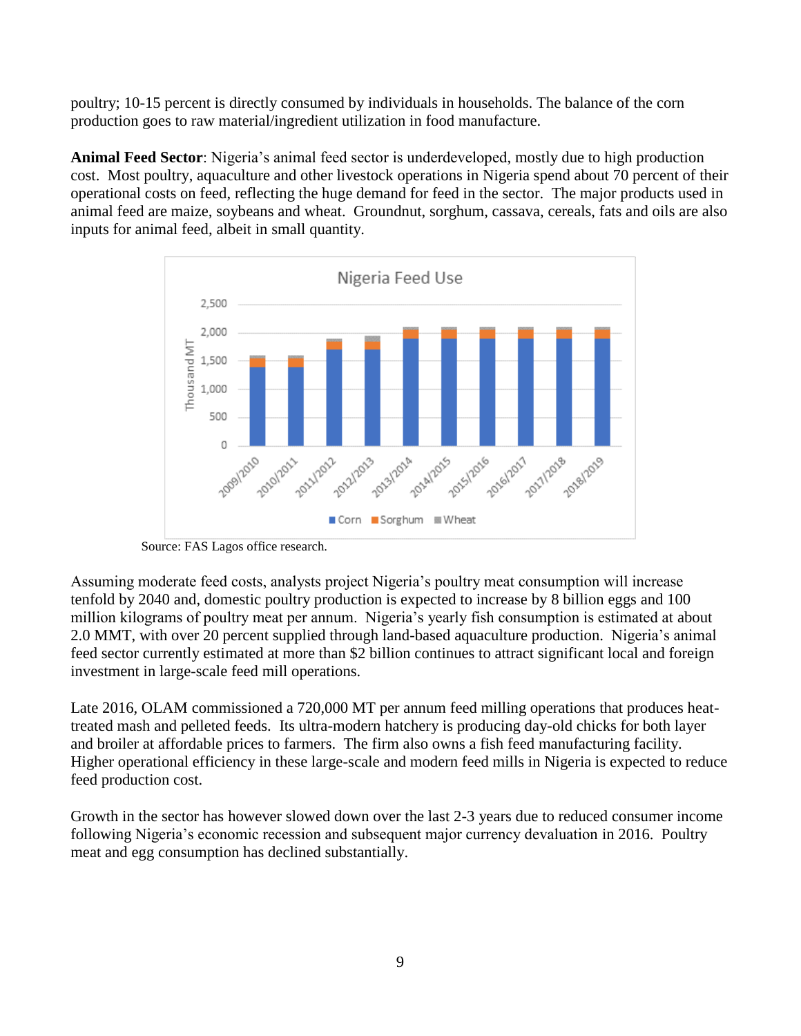poultry; 10-15 percent is directly consumed by individuals in households. The balance of the corn production goes to raw material/ingredient utilization in food manufacture.

**Animal Feed Sector**: Nigeria's animal feed sector is underdeveloped, mostly due to high production cost. Most poultry, aquaculture and other livestock operations in Nigeria spend about 70 percent of their operational costs on feed, reflecting the huge demand for feed in the sector. The major products used in animal feed are maize, soybeans and wheat. Groundnut, sorghum, cassava, cereals, fats and oils are also inputs for animal feed, albeit in small quantity.

Source: FAS Lagos office research.

Assuming moderate feed costs, analysts project Nigeria's poultry meat consumption will increase tenfold by 2040 and, domestic poultry production is expected to increase by 8 billion eggs and 100 million kilograms of poultry meat per annum. Nigeria's yearly fish consumption is estimated at about 2.0 MMT, with over 20 percent supplied through land-based aquaculture production. Nigeria's animal feed sector currently estimated at more than $2 billion continues to attract significant local and foreign investment in large-scale feed mill operations.

Late 2016, OLAM commissioned a 720,000 MT per annum feed milling operations that produces heat-treated mash and pelleted feeds. Its ultra-modern hatchery is producing day-old chicks for both layer and broiler at affordable prices to farmers. The firm also owns a fish feed manufacturing facility. Higher operational efficiency in these large-scale and modern feed mills in Nigeria is expected to reduce feed production cost.

Growth in the sector has however slowed down over the last 2-3 years due to reduced consumer income following Nigeria's economic recession and subsequent major currency devaluation in 2016. Poultry meat and egg consumption has declined substantially.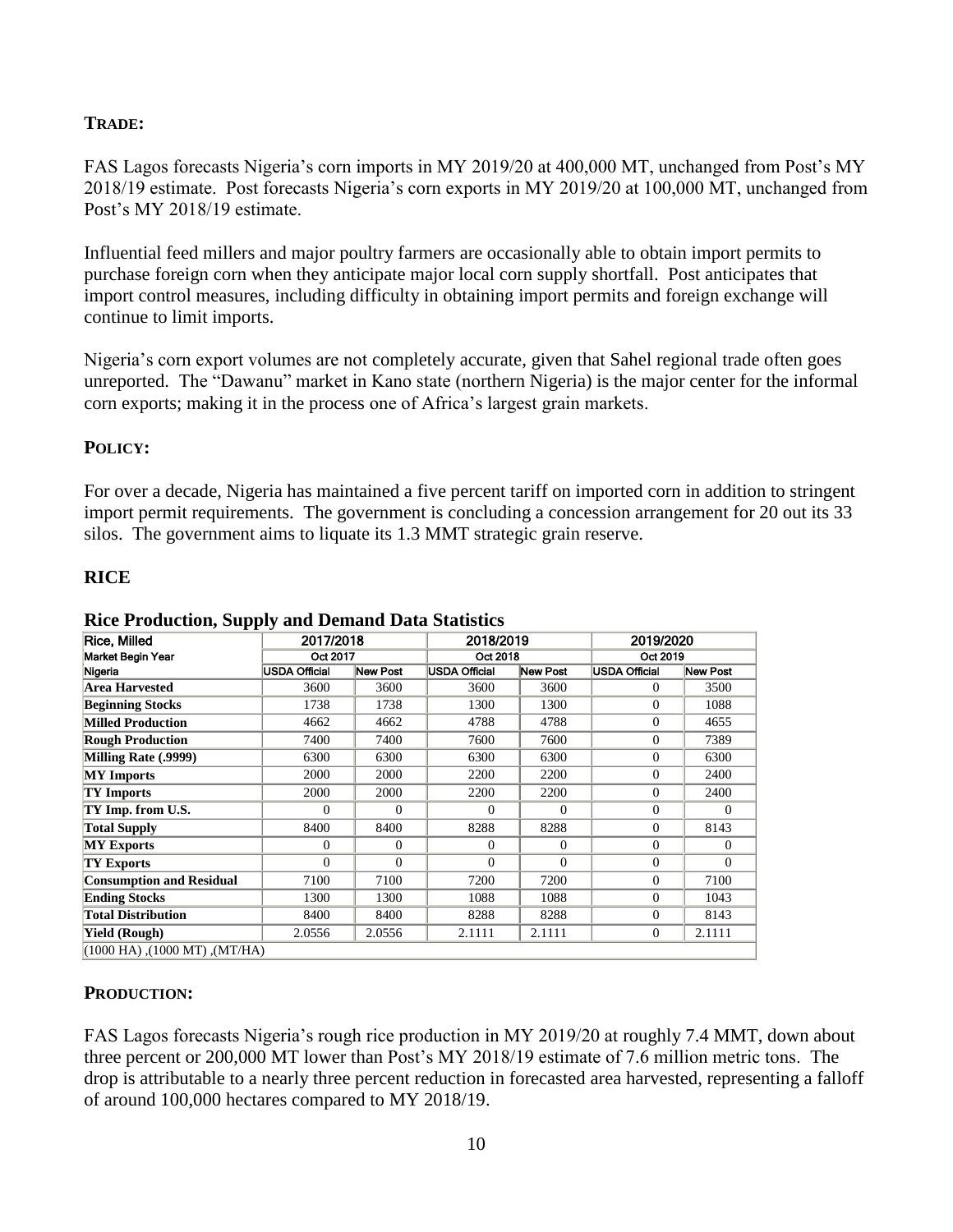**TRADE:**

FAS Lagos forecasts Nigeria's corn imports in MY 2019/20 at 400,000 MT, unchanged from Post's MY 2018/19 estimate. Post forecasts Nigeria's corn exports in MY 2019/20 at 100,000 MT, unchanged from Post's MY 2018/19 estimate.

Influential feed millers and major poultry farmers are occasionally able to obtain import permits to purchase foreign corn when they anticipate major local corn supply shortfall. Post anticipates that import control measures, including difficulty in obtaining import permits and foreign exchange will continue to limit imports.

Nigeria's corn export volumes are not completely accurate, given that Sahel regional trade often goes unreported. The "Dawanu" market in Kano state (northern Nigeria) is the major center for the informal corn exports; making it in the process one of Africa's largest grain markets.

**POLICY:**

For over a decade, Nigeria has maintained a five percent tariff on imported corn in addition to stringent import permit requirements. The government is concluding a concession arrangement for 20 out its 33 silos. The government aims to liquate its 1.3 MMT strategic grain reserve.

## RICE

**Rice Production, Supply and Demand Data Statistics**

| Rice, Milled | 2017/2018 | | 2018/2019 | | 2019/2020 | |
|---|---|---|---|---|---|---|
| Market Begin Year | Oct 2017 | | Oct 2018 | | Oct 2019 | |
| Nigeria | USDA Official | New Post | USDA Official | New Post | USDA Official | New Post |
| **Area Harvested** | 3600 | 3600 | 3600 | 3600 | 0 | 3500 |
| **Beginning Stocks** | 1738 | 1738 | 1300 | 1300 | 0 | 1088 |
| **Milled Production** | 4662 | 4662 | 4788 | 4788 | 0 | 4655 |
| **Rough Production** | 7400 | 7400 | 7600 | 7600 | 0 | 7389 |
| **Milling Rate (.9999)** | 6300 | 6300 | 6300 | 6300 | 0 | 6300 |
| **MY Imports** | 2000 | 2000 | 2200 | 2200 | 0 | 2400 |
| **TY Imports** | 2000 | 2000 | 2200 | 2200 | 0 | 2400 |
| **TY Imp. from U.S.** | 0 | 0 | 0 | 0 | 0 | 0 |
| **Total Supply** | 8400 | 8400 | 8288 | 8288 | 0 | 8143 |
| **MY Exports** | 0 | 0 | 0 | 0 | 0 | 0 |
| **TY Exports** | 0 | 0 | 0 | 0 | 0 | 0 |
| **Consumption and Residual** | 7100 | 7100 | 7200 | 7200 | 0 | 7100 |
| **Ending Stocks** | 1300 | 1300 | 1088 | 1088 | 0 | 1043 |
| **Total Distribution** | 8400 | 8400 | 8288 | 8288 | 0 | 8143 |
| **Yield (Rough)** | 2.0556 | 2.0556 | 2.1111 | 2.1111 | 0 | 2.1111 |
| (1000 HA) ,(1000 MT) ,(MT/HA) | | | | | | |

**PRODUCTION:**

FAS Lagos forecasts Nigeria's rough rice production in MY 2019/20 at roughly 7.4 MMT, down about three percent or 200,000 MT lower than Post's MY 2018/19 estimate of 7.6 million metric tons. The drop is attributable to a nearly three percent reduction in forecasted area harvested, representing a falloff of around 100,000 hectares compared to MY 2018/19.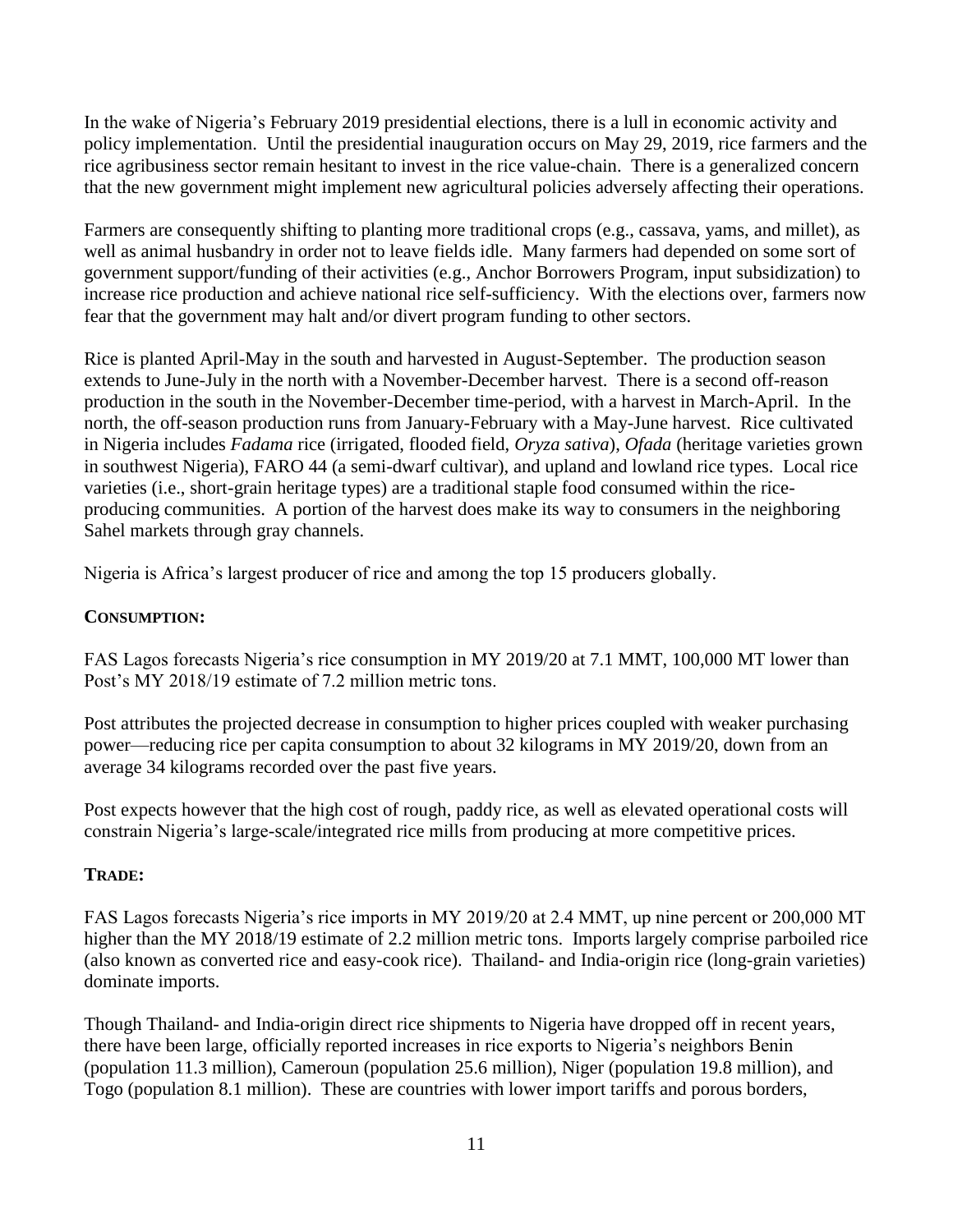In the wake of Nigeria's February 2019 presidential elections, there is a lull in economic activity and policy implementation. Until the presidential inauguration occurs on May 29, 2019, rice farmers and the rice agribusiness sector remain hesitant to invest in the rice value-chain. There is a generalized concern that the new government might implement new agricultural policies adversely affecting their operations.

Farmers are consequently shifting to planting more traditional crops (e.g., cassava, yams, and millet), as well as animal husbandry in order not to leave fields idle. Many farmers had depended on some sort of government support/funding of their activities (e.g., Anchor Borrowers Program, input subsidization) to increase rice production and achieve national rice self-sufficiency. With the elections over, farmers now fear that the government may halt and/or divert program funding to other sectors.

Rice is planted April-May in the south and harvested in August-September. The production season extends to June-July in the north with a November-December harvest. There is a second off-reason production in the south in the November-December time-period, with a harvest in March-April. In the north, the off-season production runs from January-February with a May-June harvest. Rice cultivated in Nigeria includes *Fadama* rice (irrigated, flooded field, *Oryza sativa*), *Ofada* (heritage varieties grown in southwest Nigeria), FARO 44 (a semi-dwarf cultivar), and upland and lowland rice types. Local rice varieties (i.e., short-grain heritage types) are a traditional staple food consumed within the rice-producing communities. A portion of the harvest does make its way to consumers in the neighboring Sahel markets through gray channels.

Nigeria is Africa's largest producer of rice and among the top 15 producers globally.

**CONSUMPTION:**

FAS Lagos forecasts Nigeria's rice consumption in MY 2019/20 at 7.1 MMT, 100,000 MT lower than Post's MY 2018/19 estimate of 7.2 million metric tons.

Post attributes the projected decrease in consumption to higher prices coupled with weaker purchasing power—reducing rice per capita consumption to about 32 kilograms in MY 2019/20, down from an average 34 kilograms recorded over the past five years.

Post expects however that the high cost of rough, paddy rice, as well as elevated operational costs will constrain Nigeria's large-scale/integrated rice mills from producing at more competitive prices.

**TRADE:**

FAS Lagos forecasts Nigeria's rice imports in MY 2019/20 at 2.4 MMT, up nine percent or 200,000 MT higher than the MY 2018/19 estimate of 2.2 million metric tons. Imports largely comprise parboiled rice (also known as converted rice and easy-cook rice). Thailand- and India-origin rice (long-grain varieties) dominate imports.

Though Thailand- and India-origin direct rice shipments to Nigeria have dropped off in recent years, there have been large, officially reported increases in rice exports to Nigeria's neighbors Benin (population 11.3 million), Cameroun (population 25.6 million), Niger (population 19.8 million), and Togo (population 8.1 million). These are countries with lower import tariffs and porous borders,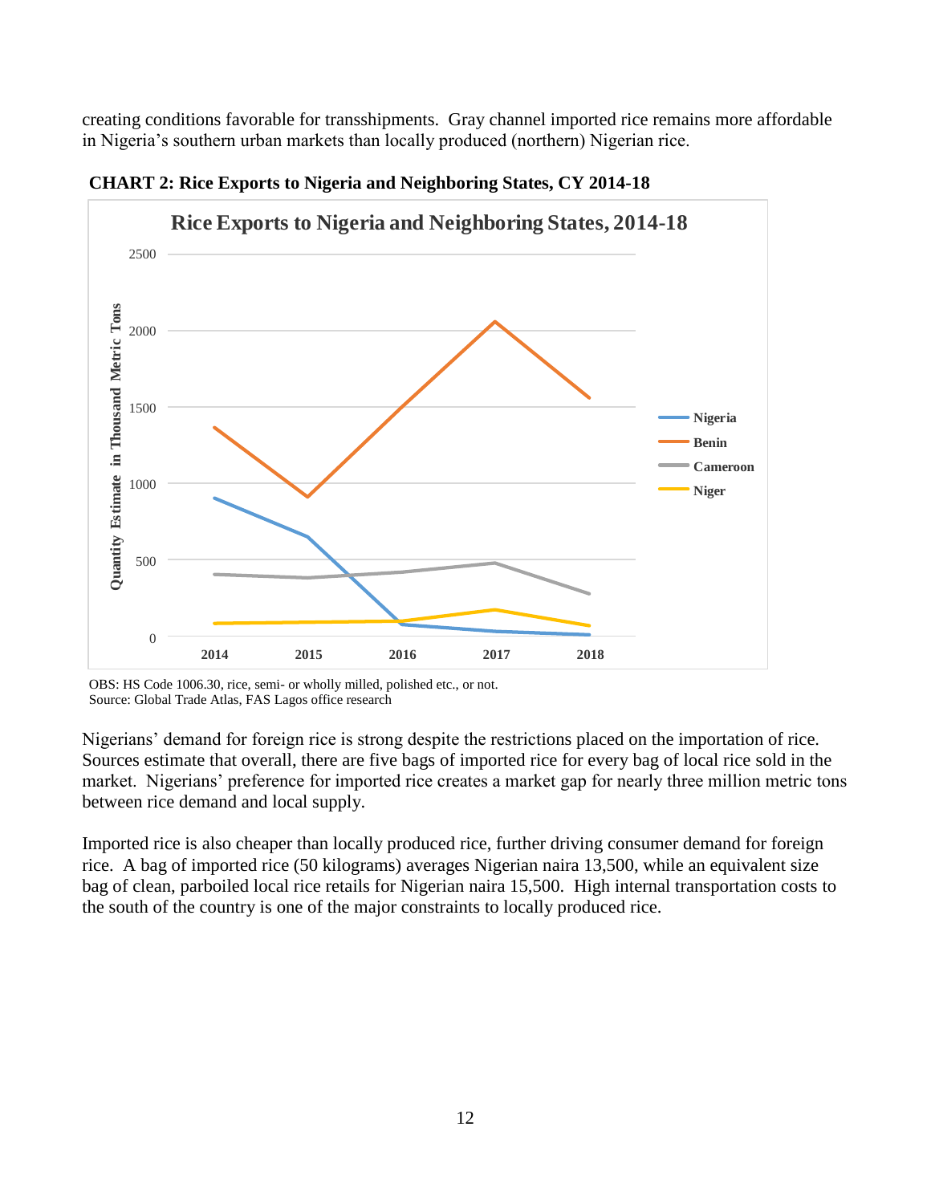creating conditions favorable for transshipments. Gray channel imported rice remains more affordable in Nigeria's southern urban markets than locally produced (northern) Nigerian rice.

**CHART 2: Rice Exports to Nigeria and Neighboring States, CY 2014-18**

OBS: HS Code 1006.30, rice, semi- or wholly milled, polished etc., or not.
Source: Global Trade Atlas, FAS Lagos office research

Nigerians' demand for foreign rice is strong despite the restrictions placed on the importation of rice. Sources estimate that overall, there are five bags of imported rice for every bag of local rice sold in the market. Nigerians' preference for imported rice creates a market gap for nearly three million metric tons between rice demand and local supply.

Imported rice is also cheaper than locally produced rice, further driving consumer demand for foreign rice. A bag of imported rice (50 kilograms) averages Nigerian naira 13,500, while an equivalent size bag of clean, parboiled local rice retails for Nigerian naira 15,500. High internal transportation costs to the south of the country is one of the major constraints to locally produced rice.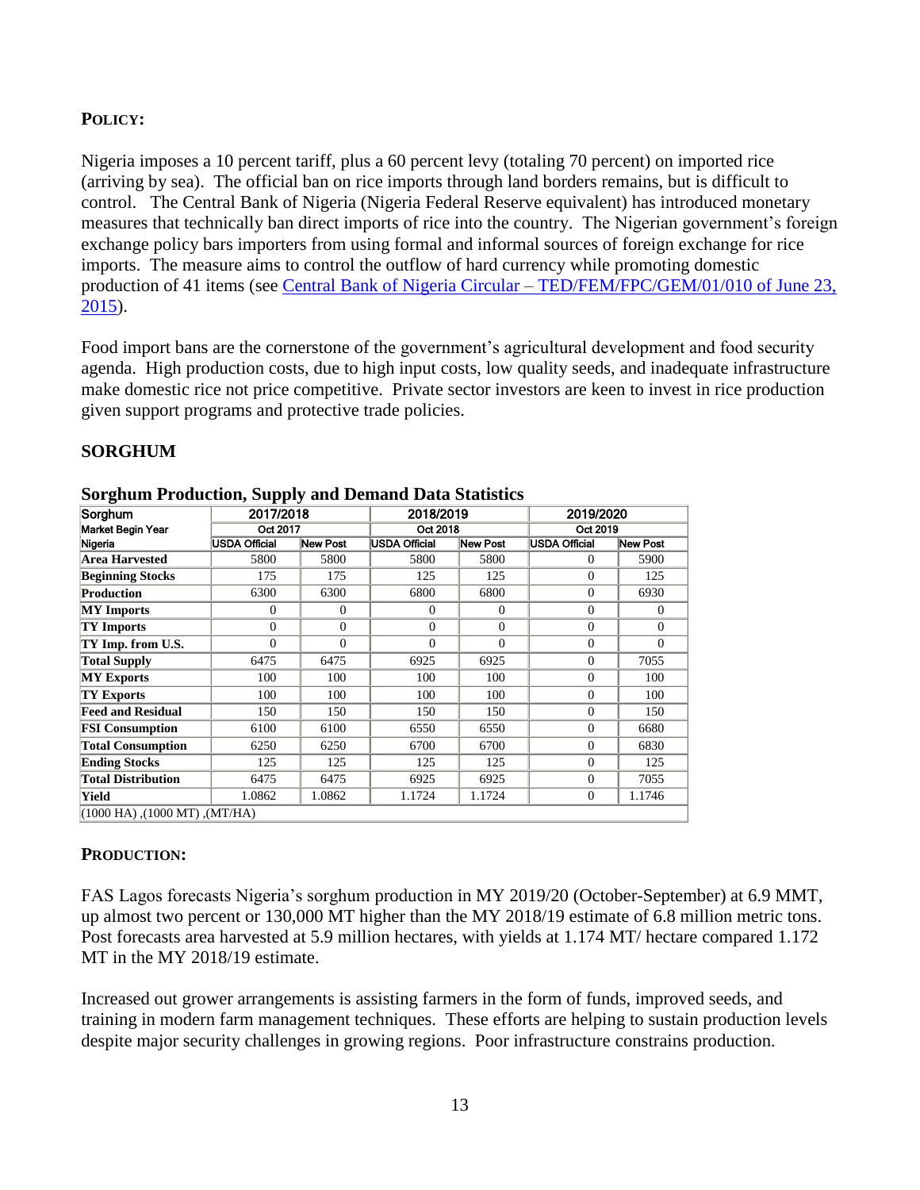**POLICY:**

Nigeria imposes a 10 percent tariff, plus a 60 percent levy (totaling 70 percent) on imported rice (arriving by sea). The official ban on rice imports through land borders remains, but is difficult to control. The Central Bank of Nigeria (Nigeria Federal Reserve equivalent) has introduced monetary measures that technically ban direct imports of rice into the country. The Nigerian government's foreign exchange policy bars importers from using formal and informal sources of foreign exchange for rice imports. The measure aims to control the outflow of hard currency while promoting domestic production of 41 items (see Central Bank of Nigeria Circular – TED/FEM/FPC/GEM/01/010 of June 23, 2015).

Food import bans are the cornerstone of the government's agricultural development and food security agenda. High production costs, due to high input costs, low quality seeds, and inadequate infrastructure make domestic rice not price competitive. Private sector investors are keen to invest in rice production given support programs and protective trade policies.

## SORGHUM

**Sorghum Production, Supply and Demand Data Statistics**

| Sorghum | 2017/2018 | | 2018/2019 | | 2019/2020 | |
|---|---|---|---|---|---|---|
| Market Begin Year | Oct 2017 | | Oct 2018 | | Oct 2019 | |
| Nigeria | USDA Official | New Post | USDA Official | New Post | USDA Official | New Post |
| **Area Harvested** | 5800 | 5800 | 5800 | 5800 | 0 | 5900 |
| **Beginning Stocks** | 175 | 175 | 125 | 125 | 0 | 125 |
| **Production** | 6300 | 6300 | 6800 | 6800 | 0 | 6930 |
| **MY Imports** | 0 | 0 | 0 | 0 | 0 | 0 |
| **TY Imports** | 0 | 0 | 0 | 0 | 0 | 0 |
| **TY Imp. from U.S.** | 0 | 0 | 0 | 0 | 0 | 0 |
| **Total Supply** | 6475 | 6475 | 6925 | 6925 | 0 | 7055 |
| **MY Exports** | 100 | 100 | 100 | 100 | 0 | 100 |
| **TY Exports** | 100 | 100 | 100 | 100 | 0 | 100 |
| **Feed and Residual** | 150 | 150 | 150 | 150 | 0 | 150 |
| **FSI Consumption** | 6100 | 6100 | 6550 | 6550 | 0 | 6680 |
| **Total Consumption** | 6250 | 6250 | 6700 | 6700 | 0 | 6830 |
| **Ending Stocks** | 125 | 125 | 125 | 125 | 0 | 125 |
| **Total Distribution** | 6475 | 6475 | 6925 | 6925 | 0 | 7055 |
| **Yield** | 1.0862 | 1.0862 | 1.1724 | 1.1724 | 0 | 1.1746 |
| (1000 HA) ,(1000 MT) ,(MT/HA) | | | | | | |

**PRODUCTION:**

FAS Lagos forecasts Nigeria's sorghum production in MY 2019/20 (October-September) at 6.9 MMT, up almost two percent or 130,000 MT higher than the MY 2018/19 estimate of 6.8 million metric tons. Post forecasts area harvested at 5.9 million hectares, with yields at 1.174 MT/ hectare compared 1.172 MT in the MY 2018/19 estimate.

Increased out grower arrangements is assisting farmers in the form of funds, improved seeds, and training in modern farm management techniques. These efforts are helping to sustain production levels despite major security challenges in growing regions. Poor infrastructure constrains production.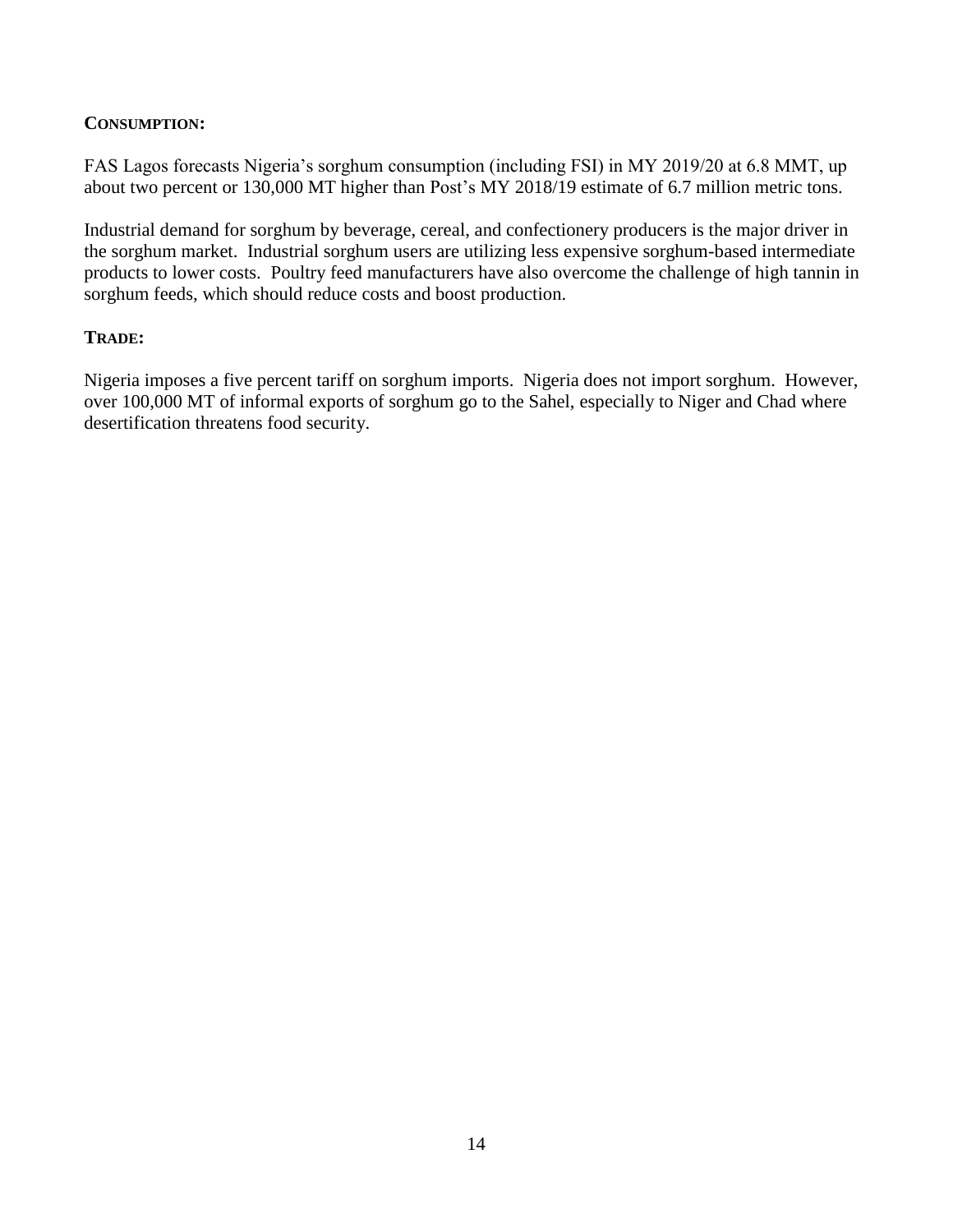**CONSUMPTION:**

FAS Lagos forecasts Nigeria's sorghum consumption (including FSI) in MY 2019/20 at 6.8 MMT, up about two percent or 130,000 MT higher than Post's MY 2018/19 estimate of 6.7 million metric tons.

Industrial demand for sorghum by beverage, cereal, and confectionery producers is the major driver in the sorghum market. Industrial sorghum users are utilizing less expensive sorghum-based intermediate products to lower costs. Poultry feed manufacturers have also overcome the challenge of high tannin in sorghum feeds, which should reduce costs and boost production.

**TRADE:**

Nigeria imposes a five percent tariff on sorghum imports. Nigeria does not import sorghum. However, over 100,000 MT of informal exports of sorghum go to the Sahel, especially to Niger and Chad where desertification threatens food security.